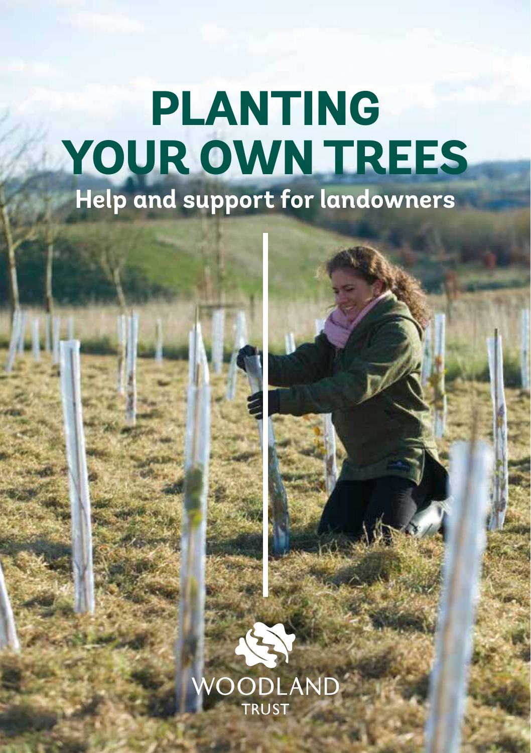# PLANTING YOUR OWN TREES

## Help and support for landowners

WOODLAND TRUST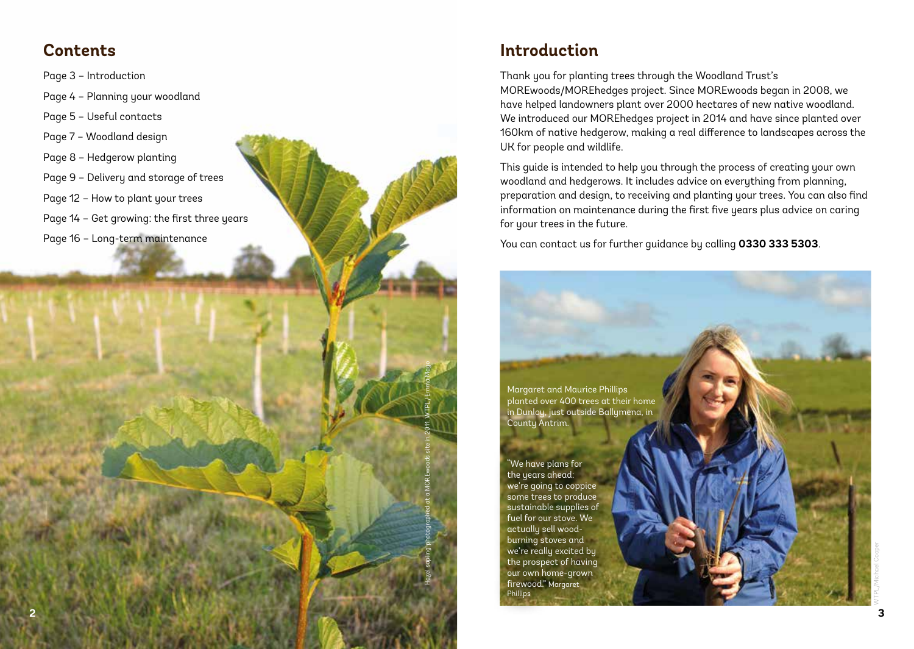## Contents

Page 3 – Introduction

Page 4 – Planning your woodland

Page 5 – Useful contacts

Page 7 – Woodland design

Page 8 – Hedgerow planting

Page 9 – Delivery and storage of trees

Page 12 – How to plant your trees

Page 14 – Get growing: the first three years

Page 16 – Long-term maintenance

Hazel sapling photographed at a MOREwoods site in 2011. WTPL/Emma Mayo

## Introduction

Thank you for planting trees through the Woodland Trust's MOREwoods/MOREhedges project. Since MOREwoods began in 2008, we have helped landowners plant over 2000 hectares of new native woodland. We introduced our MOREhedges project in 2014 and have since planted over 160km of native hedgerow, making a real difference to landscapes across the UK for people and wildlife.

This guide is intended to help you through the process of creating your own woodland and hedgerows. It includes advice on everything from planning, preparation and design, to receiving and planting your trees. You can also find information on maintenance during the first five years plus advice on caring for your trees in the future.

You can contact us for further guidance by calling **0330 333 5303**.

Margaret and Maurice Phillips planted over 400 trees at their home in Dunloy, just outside Ballymena, in County Antrim.

"We have plans for the years ahead: we're going to coppice some trees to produce sustainable supplies of fuel for our stove. We actually sell wood-burning stoves and we're really excited by the prospect of having our own home-grown firewood." Margaret Phillips

WTPL/Michael Cooper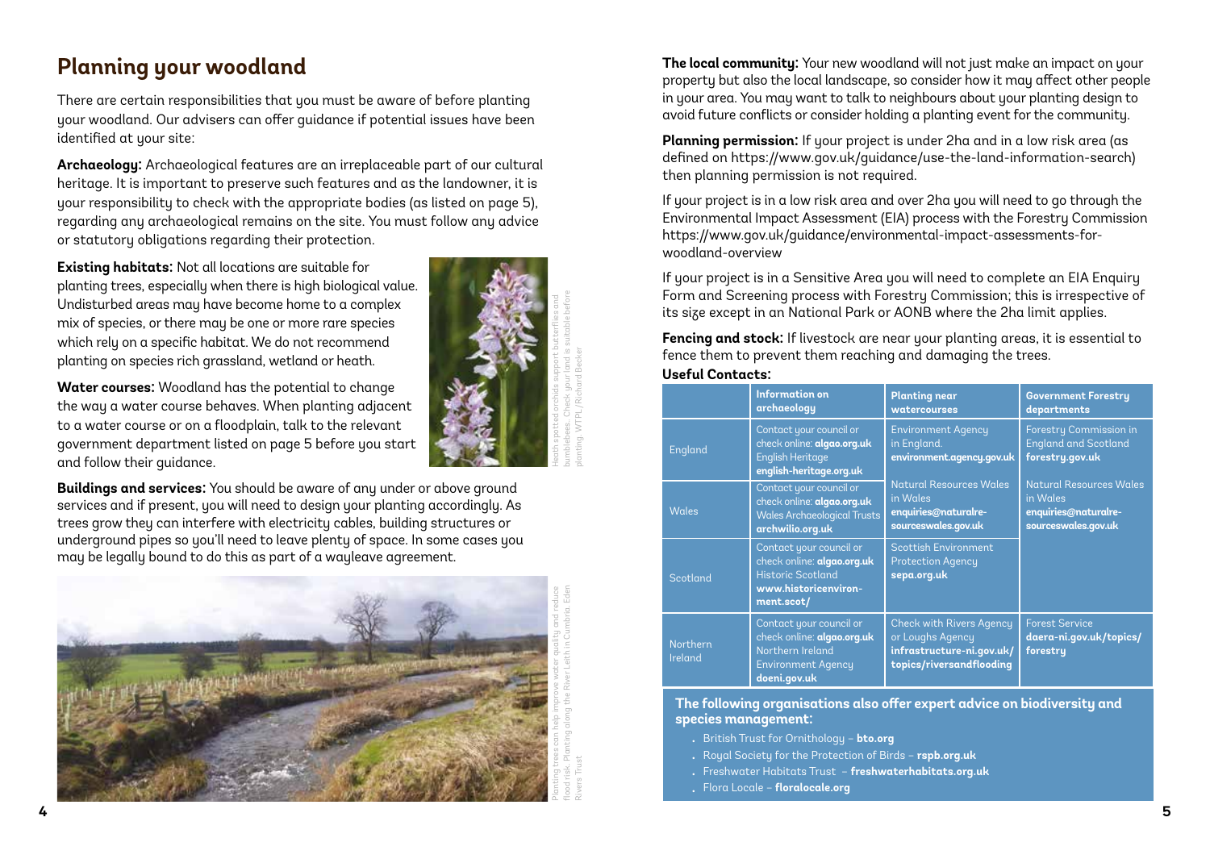## Planning your woodland

There are certain responsibilities that you must be aware of before planting your woodland. Our advisers can offer guidance if potential issues have been identified at your site:

**Archaeology:** Archaeological features are an irreplaceable part of our cultural heritage. It is important to preserve such features and as the landowner, it is your responsibility to check with the appropriate bodies (as listed on page 5), regarding any archaeological remains on the site. You must follow any advice or statutory obligations regarding their protection.

**Existing habitats:** Not all locations are suitable for planting trees, especially when there is high biological value. Undisturbed areas may have become home to a complex mix of species, or there may be one or more rare species which rely on a specific habitat. We do not recommend planting on species rich grassland, wetland or heath.

Heath spotted orchids support butterflies and bumblebees. Check your land is suitable before planting. WTPL/Richard Becker

**Water courses:** Woodland has the potential to change the way a water course behaves. When planting adjacent to a water course or on a floodplain, talk to the relevant government department listed on page 5 before you start and follow their guidance.

**Buildings and services:** You should be aware of any under or above ground services and if present, you will need to design your planting accordingly. As trees grow they can interfere with electricity cables, building structures or underground pipes so you'll need to leave plenty of space. In some cases you may be legally bound to do this as part of a wayleave agreement.

Planting trees can help improve water quality and reduce flood risk. Planting along the River Leith in Cumbria. Eden Rivers Trust

**The local community:** Your new woodland will not just make an impact on your property but also the local landscape, so consider how it may affect other people in your area. You may want to talk to neighbours about your planting design to avoid future conflicts or consider holding a planting event for the community.

**Planning permission:** If your project is under 2ha and in a low risk area (as defined on https://www.gov.uk/guidance/use-the-land-information-search) then planning permission is not required.

If your project is in a low risk area and over 2ha you will need to go through the Environmental Impact Assessment (EIA) process with the Forestry Commission https://www.gov.uk/guidance/environmental-impact-assessments-for-woodland-overview

If your project is in a Sensitive Area you will need to complete an EIA Enquiry Form and Screening process with Forestry Commission; this is irrespective of its size except in an National Park or AONB where the 2ha limit applies.

**Fencing and stock:** If livestock are near your planting areas, it is essential to fence them to prevent them reaching and damaging the trees.

**Useful Contacts:**

| | Information on archaeology | Planting near watercourses | Government Forestry departments |
|---|---|---|---|
| England | Contact your council or check online: **algao.org.uk** English Heritage **english-heritage.org.uk** | Environment Agency in England. **environment.agency.gov.uk** | Forestry Commission in England and Scotland **forestry.gov.uk** |
| Wales | Contact your council or check online: **algao.org.uk** Wales Archaeological Trusts **archwilio.org.uk** | Natural Resources Wales in Wales **enquiries@naturalresourceswales.gov.uk** | Natural Resources Wales in Wales **enquiries@naturalresourceswales.gov.uk** |
| Scotland | Contact your council or check online: **algao.org.uk** Historic Scotland **www.historicenvironment.scot/** | Scottish Environment Protection Agency **sepa.org.uk** | |
| Northern Ireland | Contact your council or check online: **algao.org.uk** Northern Ireland Environment Agency **doeni.gov.uk** | Check with Rivers Agency or Loughs Agency **infrastructure-ni.gov.uk/topics/riversandflooding** | Forest Service **daera-ni.gov.uk/topics/forestry** |

**The following organisations also offer expert advice on biodiversity and species management:**

- British Trust for Ornithology – **bto.org**
- Royal Society for the Protection of Birds – **rspb.org.uk**
- Freshwater Habitats Trust – **freshwaterhabitats.org.uk**
- Flora Locale – **floralocale.org**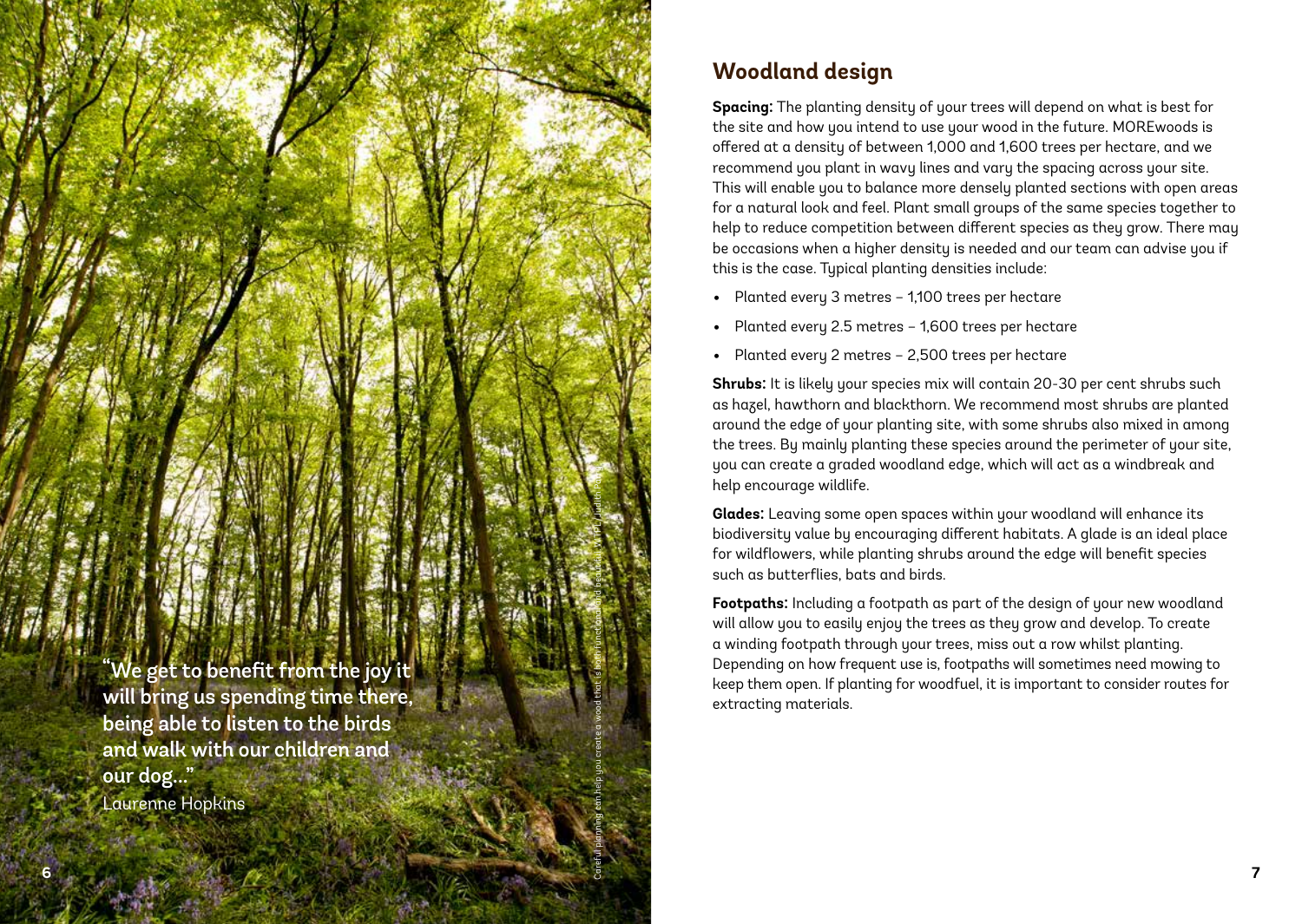"We get to benefit from the joy it will bring us spending time there, being able to listen to the birds and walk with our children and our dog..."
Laurenne Hopkins

Careful planning can help you create a wood that is both functional and beautiful. WTPL/Judith Parry

## Woodland design

**Spacing:** The planting density of your trees will depend on what is best for the site and how you intend to use your wood in the future. MOREwoods is offered at a density of between 1,000 and 1,600 trees per hectare, and we recommend you plant in wavy lines and vary the spacing across your site. This will enable you to balance more densely planted sections with open areas for a natural look and feel. Plant small groups of the same species together to help to reduce competition between different species as they grow. There may be occasions when a higher density is needed and our team can advise you if this is the case. Typical planting densities include:

- Planted every 3 metres – 1,100 trees per hectare
- Planted every 2.5 metres – 1,600 trees per hectare
- Planted every 2 metres – 2,500 trees per hectare

**Shrubs:** It is likely your species mix will contain 20-30 per cent shrubs such as hazel, hawthorn and blackthorn. We recommend most shrubs are planted around the edge of your planting site, with some shrubs also mixed in among the trees. By mainly planting these species around the perimeter of your site, you can create a graded woodland edge, which will act as a windbreak and help encourage wildlife.

**Glades:** Leaving some open spaces within your woodland will enhance its biodiversity value by encouraging different habitats. A glade is an ideal place for wildflowers, while planting shrubs around the edge will benefit species such as butterflies, bats and birds.

**Footpaths:** Including a footpath as part of the design of your new woodland will allow you to easily enjoy the trees as they grow and develop. To create a winding footpath through your trees, miss out a row whilst planting. Depending on how frequent use is, footpaths will sometimes need mowing to keep them open. If planting for woodfuel, it is important to consider routes for extracting materials.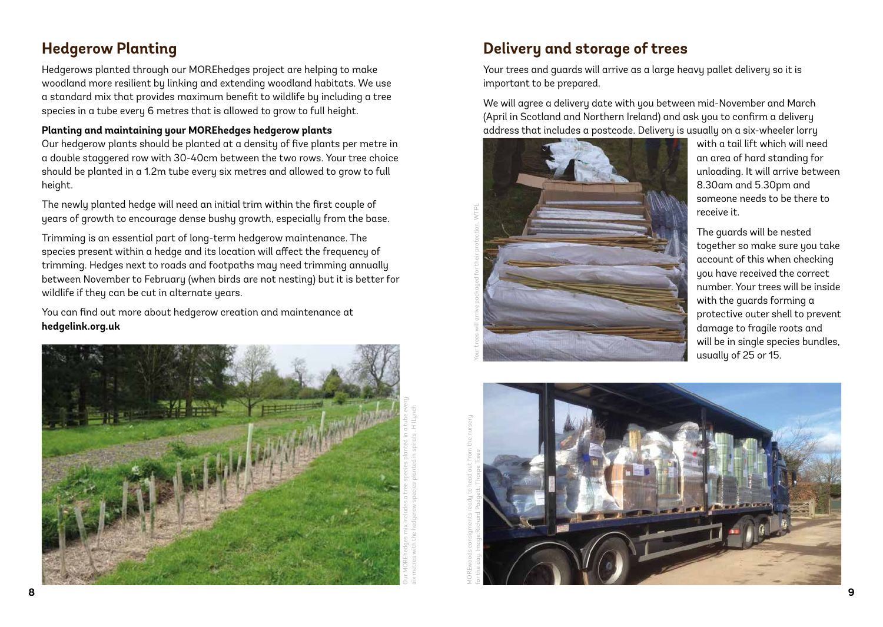## Hedgerow Planting

Hedgerows planted through our MOREhedges project are helping to make woodland more resilient by linking and extending woodland habitats. We use a standard mix that provides maximum benefit to wildlife by including a tree species in a tube every 6 metres that is allowed to grow to full height.

**Planting and maintaining your MOREhedges hedgerow plants**

Our hedgerow plants should be planted at a density of five plants per metre in a double staggered row with 30-40cm between the two rows. Your tree choice should be planted in a 1.2m tube every six metres and allowed to grow to full height.

The newly planted hedge will need an initial trim within the first couple of years of growth to encourage dense bushy growth, especially from the base.

Trimming is an essential part of long-term hedgerow maintenance. The species present within a hedge and its location will affect the frequency of trimming. Hedges next to roads and footpaths may need trimming annually between November to February (when birds are not nesting) but it is better for wildlife if they can be cut in alternate years.

You can find out more about hedgerow creation and maintenance at **hedgelink.org.uk**

Our MOREhedges mix includes a tree species planted in a tube every six metres with the hedgerow species planted in spirals. H Lynch

## Delivery and storage of trees

Your trees and guards will arrive as a large heavy pallet delivery so it is important to be prepared.

We will agree a delivery date with you between mid-November and March (April in Scotland and Northern Ireland) and ask you to confirm a delivery address that includes a postcode. Delivery is usually on a six-wheeler lorry with a tail lift which will need an area of hard standing for unloading. It will arrive between 8.30am and 5.30pm and someone needs to be there to receive it.

The guards will be nested together so make sure you take account of this when checking you have received the correct number. Your trees will be inside with the guards forming a protective outer shell to prevent damage to fragile roots and will be in single species bundles, usually of 25 or 15.

Your trees will arrive packaged for their protection. WTPL

MOREwoods consignments ready to head out from the nursery for the day. Image Richard Padgett, Thorpe Trees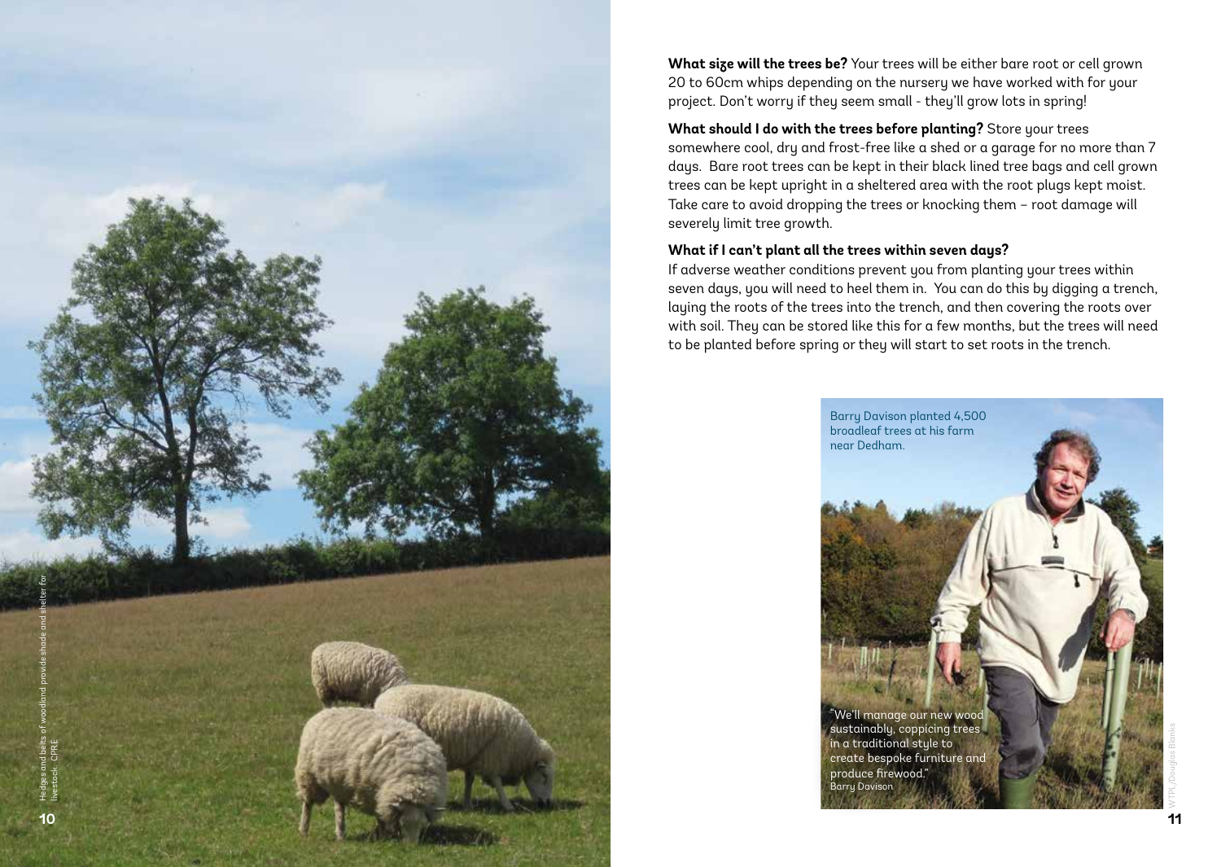Hedges and belts of woodland provide shade and shelter for livestock. CPRE

**What size will the trees be?** Your trees will be either bare root or cell grown 20 to 60cm whips depending on the nursery we have worked with for your project. Don't worry if they seem small - they'll grow lots in spring!

**What should I do with the trees before planting?** Store your trees somewhere cool, dry and frost-free like a shed or a garage for no more than 7 days. Bare root trees can be kept in their black lined tree bags and cell grown trees can be kept upright in a sheltered area with the root plugs kept moist. Take care to avoid dropping the trees or knocking them – root damage will severely limit tree growth.

**What if I can't plant all the trees within seven days?**

If adverse weather conditions prevent you from planting your trees within seven days, you will need to heel them in. You can do this by digging a trench, laying the roots of the trees into the trench, and then covering the roots over with soil. They can be stored like this for a few months, but the trees will need to be planted before spring or they will start to set roots in the trench.

Barry Davison planted 4,500 broadleaf trees at his farm near Dedham.

"We'll manage our new wood sustainably, coppicing trees in a traditional style to create bespoke furniture and produce firewood."
Barry Davison

WTPL/Douglas Blanks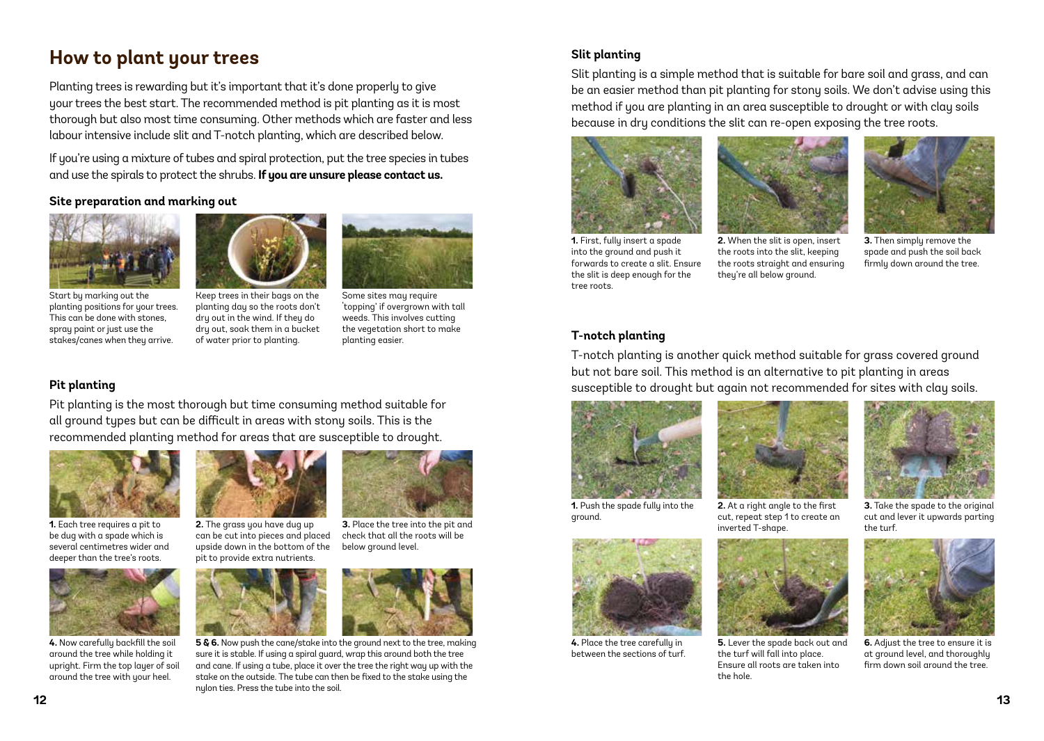## How to plant your trees

Planting trees is rewarding but it's important that it's done properly to give your trees the best start. The recommended method is pit planting as it is most thorough but also most time consuming. Other methods which are faster and less labour intensive include slit and T-notch planting, which are described below.

If you're using a mixture of tubes and spiral protection, put the tree species in tubes and use the spirals to protect the shrubs. **If you are unsure please contact us.**

### Site preparation and marking out

Start by marking out the planting positions for your trees. This can be done with stones, spray paint or just use the stakes/canes when they arrive.

Keep trees in their bags on the planting day so the roots don't dry out in the wind. If they do dry out, soak them in a bucket of water prior to planting.

Some sites may require 'topping' if overgrown with tall weeds. This involves cutting the vegetation short to make planting easier.

### Pit planting

Pit planting is the most thorough but time consuming method suitable for all ground types but can be difficult in areas with stony soils. This is the recommended planting method for areas that are susceptible to drought.

**1.** Each tree requires a pit to be dug with a spade which is several centimetres wider and deeper than the tree's roots.

**2.** The grass you have dug up can be cut into pieces and placed upside down in the bottom of the pit to provide extra nutrients.

**3.** Place the tree into the pit and check that all the roots will be below ground level.

**4.** Now carefully backfill the soil around the tree while holding it upright. Firm the top layer of soil around the tree with your heel.

**5 & 6.** Now push the cane/stake into the ground next to the tree, making sure it is stable. If using a spiral guard, wrap this around both the tree and cane. If using a tube, place it over the tree the right way up with the stake on the outside. The tube can then be fixed to the stake using the nylon ties. Press the tube into the soil.

### Slit planting

Slit planting is a simple method that is suitable for bare soil and grass, and can be an easier method than pit planting for stony soils. We don't advise using this method if you are planting in an area susceptible to drought or with clay soils because in dry conditions the slit can re-open exposing the tree roots.

**1.** First, fully insert a spade into the ground and push it forwards to create a slit. Ensure the slit is deep enough for the tree roots.

**2.** When the slit is open, insert the roots into the slit, keeping the roots straight and ensuring they're all below ground.

**3.** Then simply remove the spade and push the soil back firmly down around the tree.

### T-notch planting

T-notch planting is another quick method suitable for grass covered ground but not bare soil. This method is an alternative to pit planting in areas susceptible to drought but again not recommended for sites with clay soils.

**1.** Push the spade fully into the ground.

**2.** At a right angle to the first cut, repeat step 1 to create an inverted T-shape.

**3.** Take the spade to the original cut and lever it upwards parting the turf.

**4.** Place the tree carefully in between the sections of turf.

**5.** Lever the spade back out and the turf will fall into place. Ensure all roots are taken into the hole.

**6.** Adjust the tree to ensure it is at ground level, and thoroughly firm down soil around the tree.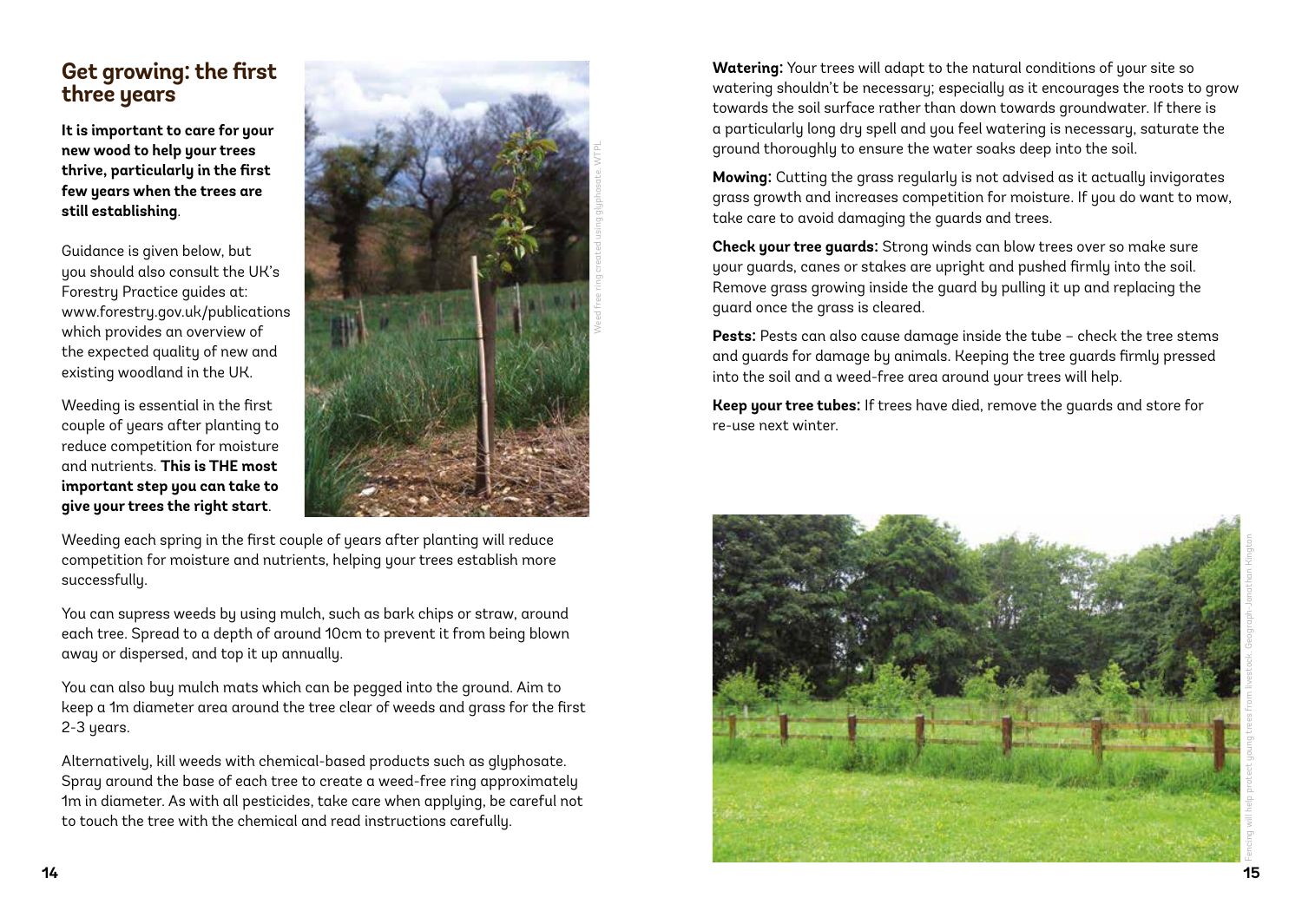## Get growing: the first three years

**It is important to care for your new wood to help your trees thrive, particularly in the first few years when the trees are still establishing**.

Guidance is given below, but you should also consult the UK's Forestry Practice guides at: www.forestry.gov.uk/publications which provides an overview of the expected quality of new and existing woodland in the UK.

Weeding is essential in the first couple of years after planting to reduce competition for moisture and nutrients. **This is THE most important step you can take to give your trees the right start**.

Weed free ring created using glyphosate. WTPL

Weeding each spring in the first couple of years after planting will reduce competition for moisture and nutrients, helping your trees establish more successfully.

You can supress weeds by using mulch, such as bark chips or straw, around each tree. Spread to a depth of around 10cm to prevent it from being blown away or dispersed, and top it up annually.

You can also buy mulch mats which can be pegged into the ground. Aim to keep a 1m diameter area around the tree clear of weeds and grass for the first 2-3 years.

Alternatively, kill weeds with chemical-based products such as glyphosate. Spray around the base of each tree to create a weed-free ring approximately 1m in diameter. As with all pesticides, take care when applying, be careful not to touch the tree with the chemical and read instructions carefully.

**Watering:** Your trees will adapt to the natural conditions of your site so watering shouldn't be necessary; especially as it encourages the roots to grow towards the soil surface rather than down towards groundwater. If there is a particularly long dry spell and you feel watering is necessary, saturate the ground thoroughly to ensure the water soaks deep into the soil.

**Mowing:** Cutting the grass regularly is not advised as it actually invigorates grass growth and increases competition for moisture. If you do want to mow, take care to avoid damaging the guards and trees.

**Check your tree guards:** Strong winds can blow trees over so make sure your guards, canes or stakes are upright and pushed firmly into the soil. Remove grass growing inside the guard by pulling it up and replacing the guard once the grass is cleared.

**Pests:** Pests can also cause damage inside the tube – check the tree stems and guards for damage by animals. Keeping the tree guards firmly pressed into the soil and a weed-free area around your trees will help.

**Keep your tree tubes:** If trees have died, remove the guards and store for re-use next winter.

Fencing will help protect young trees from livestock. Geograph-Jonathan Kington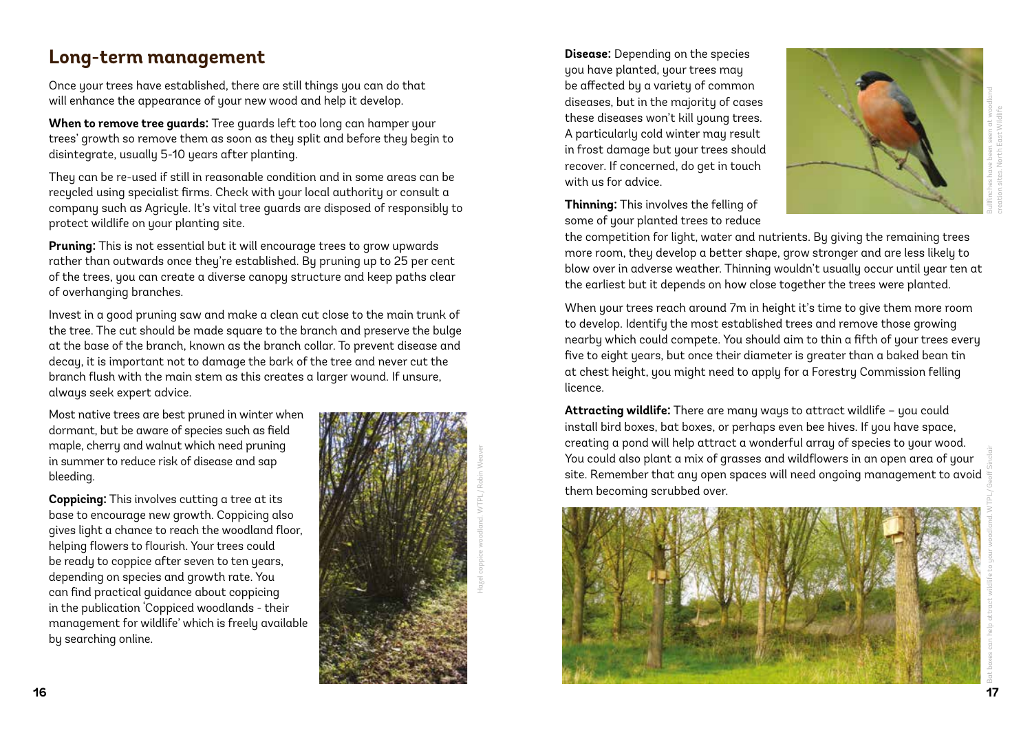## Long-term management

Once your trees have established, there are still things you can do that will enhance the appearance of your new wood and help it develop.

**When to remove tree guards:** Tree guards left too long can hamper your trees' growth so remove them as soon as they split and before they begin to disintegrate, usually 5-10 years after planting.

They can be re-used if still in reasonable condition and in some areas can be recycled using specialist firms. Check with your local authority or consult a company such as Agricyle. It's vital tree guards are disposed of responsibly to protect wildlife on your planting site.

**Pruning:** This is not essential but it will encourage trees to grow upwards rather than outwards once they're established. By pruning up to 25 per cent of the trees, you can create a diverse canopy structure and keep paths clear of overhanging branches.

Invest in a good pruning saw and make a clean cut close to the main trunk of the tree. The cut should be made square to the branch and preserve the bulge at the base of the branch, known as the branch collar. To prevent disease and decay, it is important not to damage the bark of the tree and never cut the branch flush with the main stem as this creates a larger wound. If unsure, always seek expert advice.

Most native trees are best pruned in winter when dormant, but be aware of species such as field maple, cherry and walnut which need pruning in summer to reduce risk of disease and sap bleeding.

**Coppicing:** This involves cutting a tree at its base to encourage new growth. Coppicing also gives light a chance to reach the woodland floor, helping flowers to flourish. Your trees could be ready to coppice after seven to ten years, depending on species and growth rate. You can find practical guidance about coppicing in the publication 'Coppiced woodlands - their management for wildlife' which is freely available by searching online.

Hazel coppice woodland. WTPL/ Robin Weaver

**Disease:** Depending on the species you have planted, your trees may be affected by a variety of common diseases, but in the majority of cases these diseases won't kill young trees. A particularly cold winter may result in frost damage but your trees should recover. If concerned, do get in touch with us for advice.

Bullfinches have been seen at woodland creation sites. North East Wildlife

**Thinning:** This involves the felling of some of your planted trees to reduce the competition for light, water and nutrients. By giving the remaining trees more room, they develop a better shape, grow stronger and are less likely to blow over in adverse weather. Thinning wouldn't usually occur until year ten at the earliest but it depends on how close together the trees were planted.

When your trees reach around 7m in height it's time to give them more room to develop. Identify the most established trees and remove those growing nearby which could compete. You should aim to thin a fifth of your trees every five to eight years, but once their diameter is greater than a baked bean tin at chest height, you might need to apply for a Forestry Commission felling licence.

**Attracting wildlife:** There are many ways to attract wildlife – you could install bird boxes, bat boxes, or perhaps even bee hives. If you have space, creating a pond will help attract a wonderful array of species to your wood. You could also plant a mix of grasses and wildflowers in an open area of your site. Remember that any open spaces will need ongoing management to avoid them becoming scrubbed over.

Bat boxes can help attract wildlife to your woodland. WTPL/ Geoff Sinclair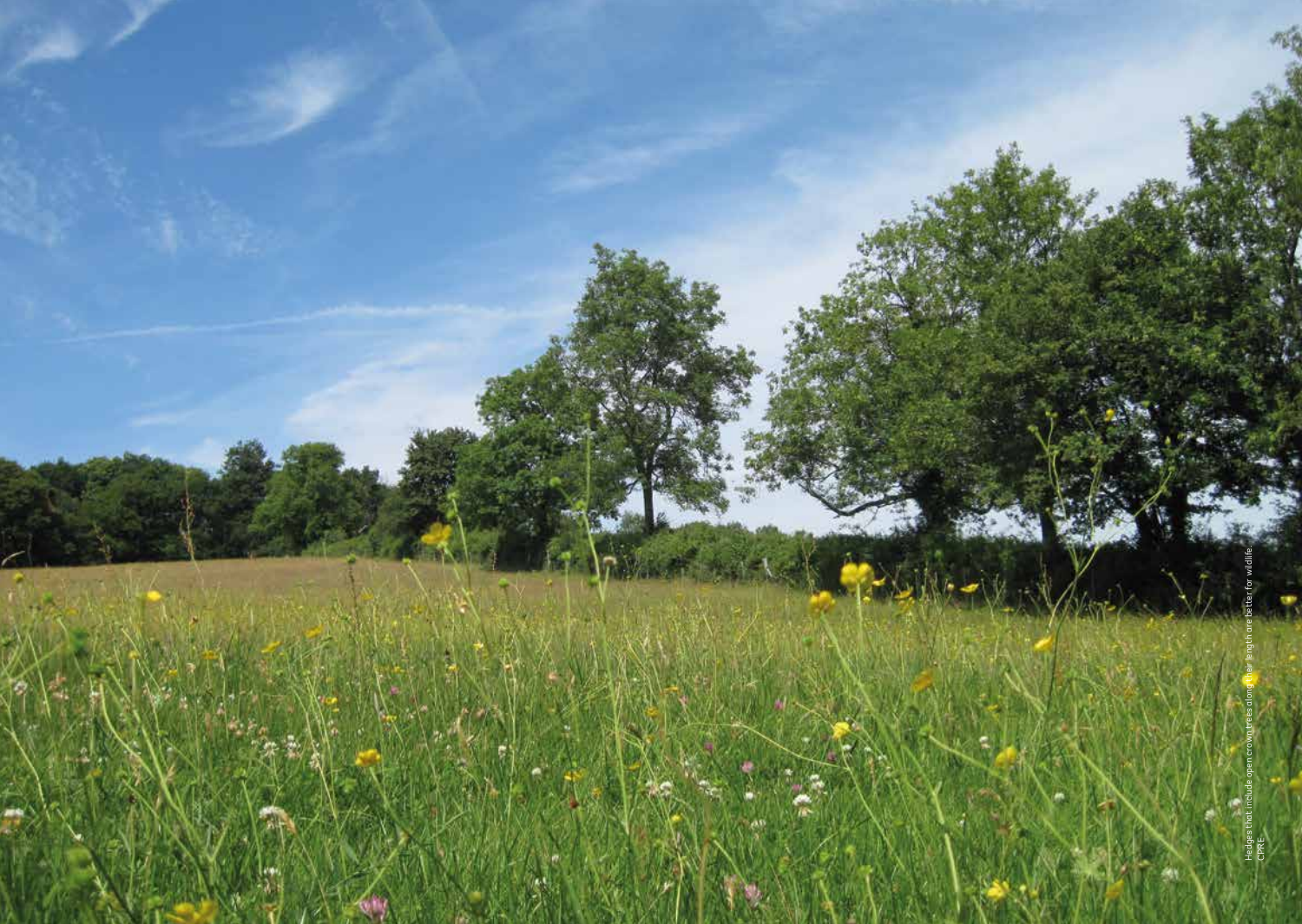Hedges that include open crown trees along their length are better for wildlife
CPRE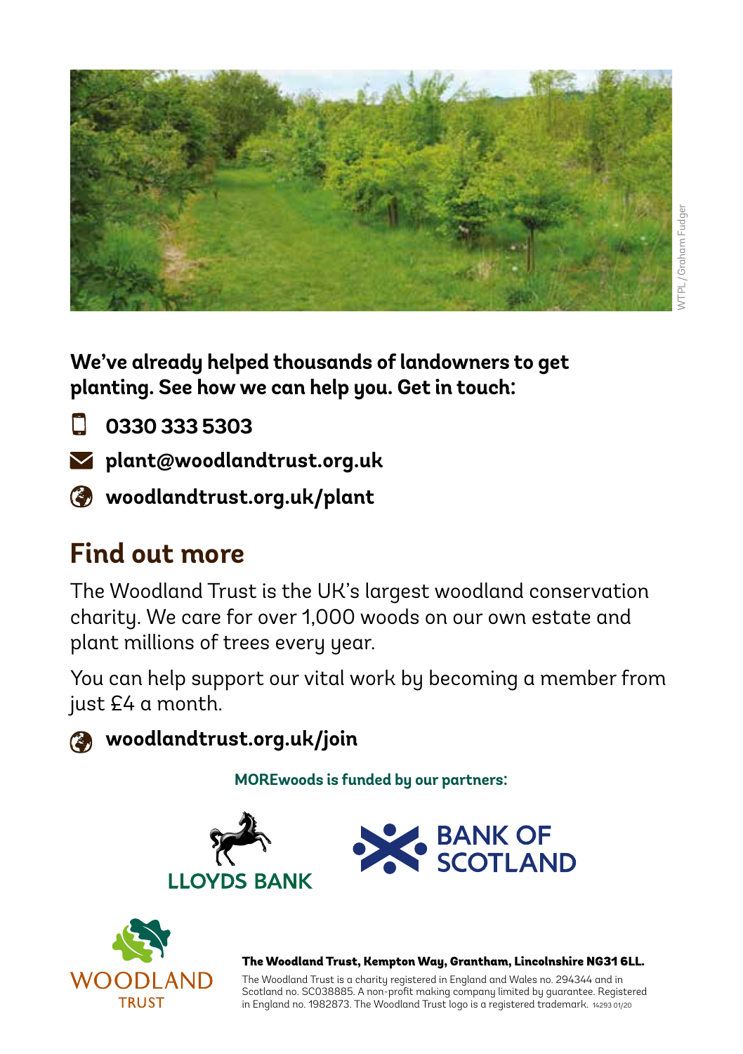WTPL / Graham Fudger

**We've already helped thousands of landowners to get planting. See how we can help you. Get in touch:**

- **0330 333 5303**
- **plant@woodlandtrust.org.uk**
- **woodlandtrust.org.uk/plant**

## Find out more

The Woodland Trust is the UK's largest woodland conservation charity. We care for over 1,000 woods on our own estate and plant millions of trees every year.

You can help support our vital work by becoming a member from just £4 a month.

**woodlandtrust.org.uk/join**

**MOREwoods is funded by our partners:**

LLOYDS BANK

BANK OF SCOTLAND

WOODLAND TRUST

**The Woodland Trust, Kempton Way, Grantham, Lincolnshire NG31 6LL.**

The Woodland Trust is a charity registered in England and Wales no. 294344 and in Scotland no. SC038885. A non-profit making company limited by guarantee. Registered in England no. 1982873. The Woodland Trust logo is a registered trademark. 14293 01/20